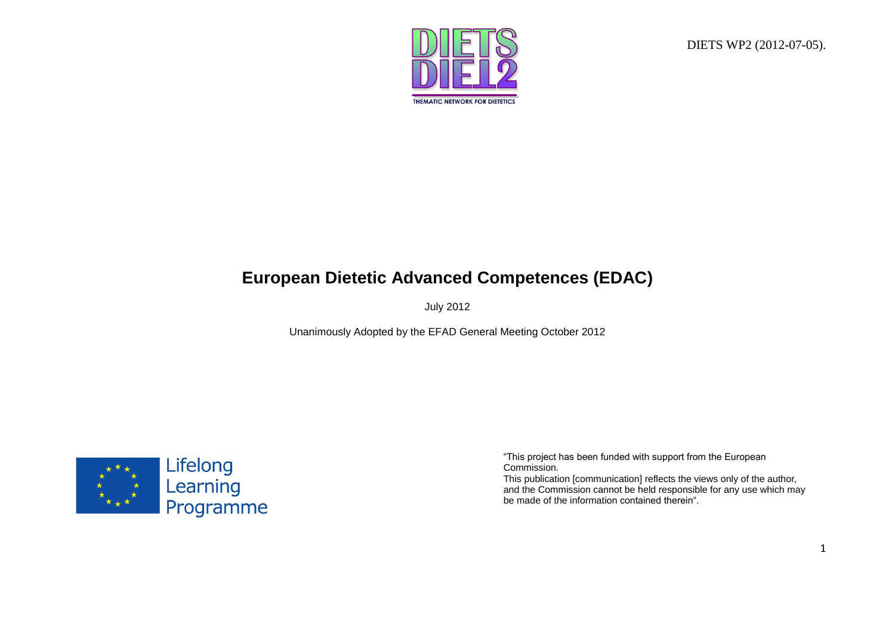DIETS WP2 (2012-07-05).

# European Dietetic Advanced Competences (EDAC)

July 2012

Unanimously Adopted by the EFAD General Meeting October 2012

"This project has been funded with support from the European Commission.
This publication [communication] reflects the views only of the author, and the Commission cannot be held responsible for any use which may be made of the information contained therein".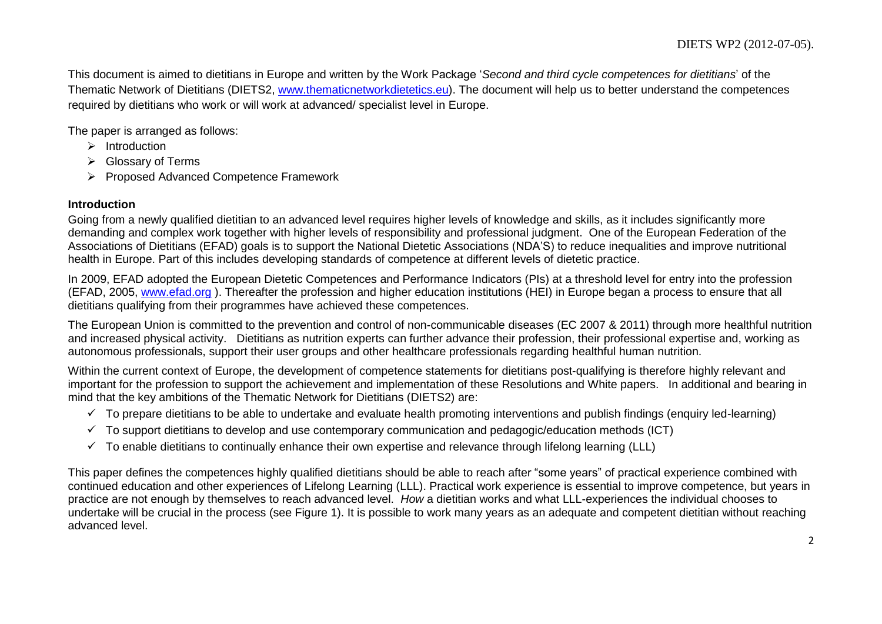This document is aimed to dietitians in Europe and written by the Work Package '*Second and third cycle competences for dietitians*' of the Thematic Network of Dietitians (DIETS2, www.thematicnetworkdietetics.eu). The document will help us to better understand the competences required by dietitians who work or will work at advanced/ specialist level in Europe.

The paper is arranged as follows:

- Introduction
- Glossary of Terms
- Proposed Advanced Competence Framework

**Introduction**

Going from a newly qualified dietitian to an advanced level requires higher levels of knowledge and skills, as it includes significantly more demanding and complex work together with higher levels of responsibility and professional judgment. One of the European Federation of the Associations of Dietitians (EFAD) goals is to support the National Dietetic Associations (NDA'S) to reduce inequalities and improve nutritional health in Europe. Part of this includes developing standards of competence at different levels of dietetic practice.

In 2009, EFAD adopted the European Dietetic Competences and Performance Indicators (PIs) at a threshold level for entry into the profession (EFAD, 2005, www.efad.org ). Thereafter the profession and higher education institutions (HEI) in Europe began a process to ensure that all dietitians qualifying from their programmes have achieved these competences.

The European Union is committed to the prevention and control of non-communicable diseases (EC 2007 & 2011) through more healthful nutrition and increased physical activity. Dietitians as nutrition experts can further advance their profession, their professional expertise and, working as autonomous professionals, support their user groups and other healthcare professionals regarding healthful human nutrition.

Within the current context of Europe, the development of competence statements for dietitians post-qualifying is therefore highly relevant and important for the profession to support the achievement and implementation of these Resolutions and White papers. In additional and bearing in mind that the key ambitions of the Thematic Network for Dietitians (DIETS2) are:

- ✓ To prepare dietitians to be able to undertake and evaluate health promoting interventions and publish findings (enquiry led-learning)
- ✓ To support dietitians to develop and use contemporary communication and pedagogic/education methods (ICT)
- ✓ To enable dietitians to continually enhance their own expertise and relevance through lifelong learning (LLL)

This paper defines the competences highly qualified dietitians should be able to reach after "some years" of practical experience combined with continued education and other experiences of Lifelong Learning (LLL). Practical work experience is essential to improve competence, but years in practice are not enough by themselves to reach advanced level. *How* a dietitian works and what LLL-experiences the individual chooses to undertake will be crucial in the process (see Figure 1). It is possible to work many years as an adequate and competent dietitian without reaching advanced level.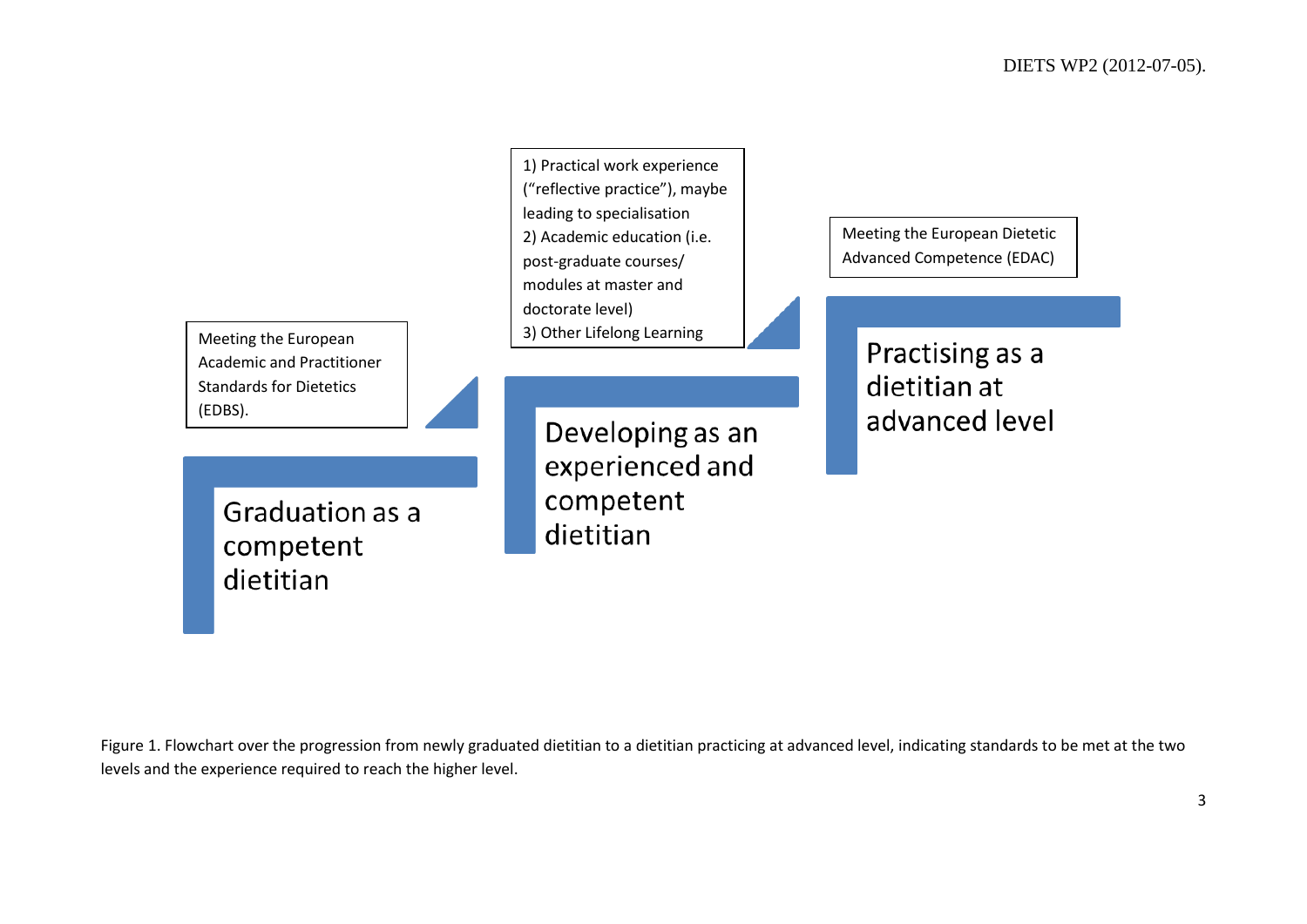Meeting the European Academic and Practitioner Standards for Dietetics (EDBS).

**Graduation as a competent dietitian**

1) Practical work experience ("reflective practice"), maybe leading to specialisation
2) Academic education (i.e. post-graduate courses/ modules at master and doctorate level)
3) Other Lifelong Learning

**Developing as an experienced and competent dietitian**

Meeting the European Dietetic Advanced Competence (EDAC)

**Practising as a dietitian at advanced level**

Figure 1. Flowchart over the progression from newly graduated dietitian to a dietitian practicing at advanced level, indicating standards to be met at the two levels and the experience required to reach the higher level.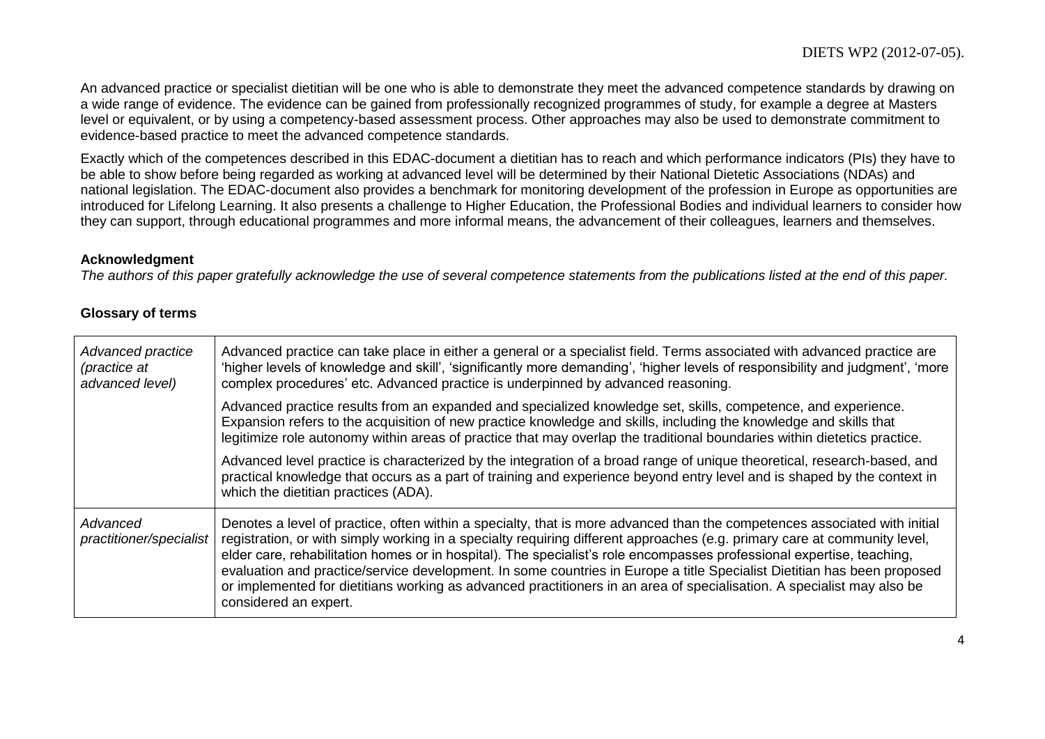An advanced practice or specialist dietitian will be one who is able to demonstrate they meet the advanced competence standards by drawing on a wide range of evidence. The evidence can be gained from professionally recognized programmes of study, for example a degree at Masters level or equivalent, or by using a competency-based assessment process. Other approaches may also be used to demonstrate commitment to evidence-based practice to meet the advanced competence standards.

Exactly which of the competences described in this EDAC-document a dietitian has to reach and which performance indicators (PIs) they have to be able to show before being regarded as working at advanced level will be determined by their National Dietetic Associations (NDAs) and national legislation. The EDAC-document also provides a benchmark for monitoring development of the profession in Europe as opportunities are introduced for Lifelong Learning. It also presents a challenge to Higher Education, the Professional Bodies and individual learners to consider how they can support, through educational programmes and more informal means, the advancement of their colleagues, learners and themselves.

**Acknowledgment**

*The authors of this paper gratefully acknowledge the use of several competence statements from the publications listed at the end of this paper.*

**Glossary of terms**

| | |
|---|---|
| *Advanced practice (practice at advanced level)* | Advanced practice can take place in either a general or a specialist field. Terms associated with advanced practice are 'higher levels of knowledge and skill', 'significantly more demanding', 'higher levels of responsibility and judgment', 'more complex procedures' etc. Advanced practice is underpinned by advanced reasoning.<br><br>Advanced practice results from an expanded and specialized knowledge set, skills, competence, and experience. Expansion refers to the acquisition of new practice knowledge and skills, including the knowledge and skills that legitimize role autonomy within areas of practice that may overlap the traditional boundaries within dietetics practice.<br><br>Advanced level practice is characterized by the integration of a broad range of unique theoretical, research-based, and practical knowledge that occurs as a part of training and experience beyond entry level and is shaped by the context in which the dietitian practices (ADA). |
| *Advanced practitioner/specialist* | Denotes a level of practice, often within a specialty, that is more advanced than the competences associated with initial registration, or with simply working in a specialty requiring different approaches (e.g. primary care at community level, elder care, rehabilitation homes or in hospital). The specialist's role encompasses professional expertise, teaching, evaluation and practice/service development. In some countries in Europe a title Specialist Dietitian has been proposed or implemented for dietitians working as advanced practitioners in an area of specialisation. A specialist may also be considered an expert. |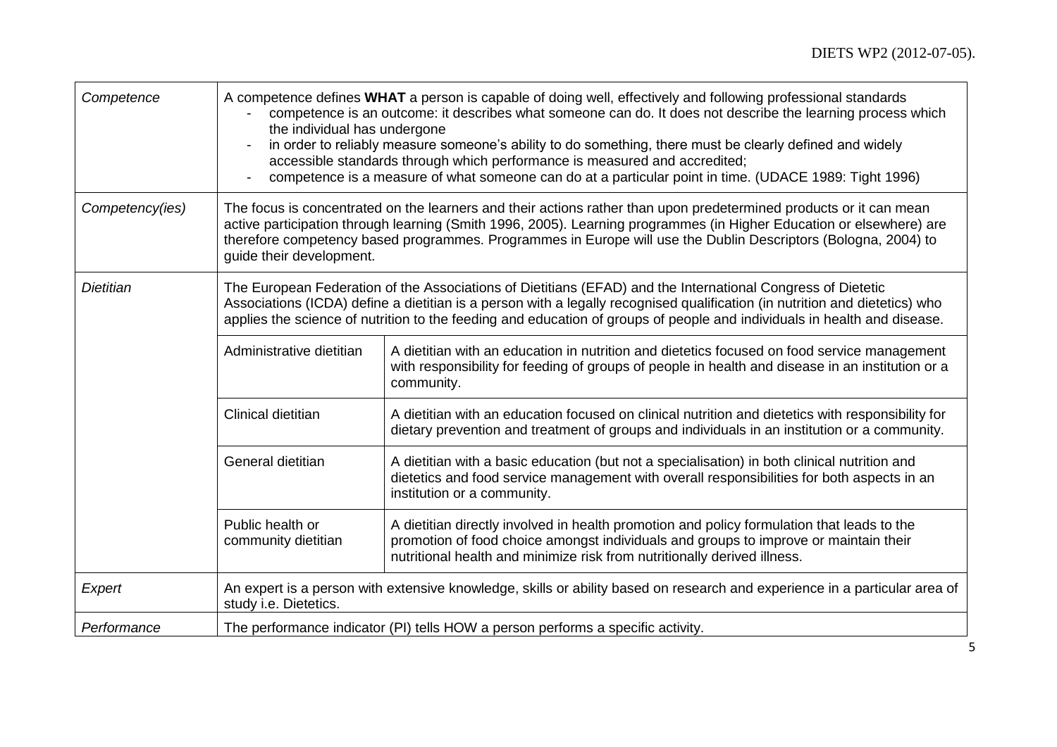| | | |
|---|---|---|
| *Competence* | A competence defines **WHAT** a person is capable of doing well, effectively and following professional standards<br>- competence is an outcome: it describes what someone can do. It does not describe the learning process which the individual has undergone<br>- in order to reliably measure someone's ability to do something, there must be clearly defined and widely accessible standards through which performance is measured and accredited;<br>- competence is a measure of what someone can do at a particular point in time. (UDACE 1989: Tight 1996) | |
| *Competency(ies)* | The focus is concentrated on the learners and their actions rather than upon predetermined products or it can mean active participation through learning (Smith 1996, 2005). Learning programmes (in Higher Education or elsewhere) are therefore competency based programmes. Programmes in Europe will use the Dublin Descriptors (Bologna, 2004) to guide their development. | |
| *Dietitian* | The European Federation of the Associations of Dietitians (EFAD) and the International Congress of Dietetic Associations (ICDA) define a dietitian is a person with a legally recognised qualification (in nutrition and dietetics) who applies the science of nutrition to the feeding and education of groups of people and individuals in health and disease. | |
| | Administrative dietitian | A dietitian with an education in nutrition and dietetics focused on food service management with responsibility for feeding of groups of people in health and disease in an institution or a community. |
| | Clinical dietitian | A dietitian with an education focused on clinical nutrition and dietetics with responsibility for dietary prevention and treatment of groups and individuals in an institution or a community. |
| | General dietitian | A dietitian with a basic education (but not a specialisation) in both clinical nutrition and dietetics and food service management with overall responsibilities for both aspects in an institution or a community. |
| | Public health or community dietitian | A dietitian directly involved in health promotion and policy formulation that leads to the promotion of food choice amongst individuals and groups to improve or maintain their nutritional health and minimize risk from nutritionally derived illness. |
| *Expert* | An expert is a person with extensive knowledge, skills or ability based on research and experience in a particular area of study i.e. Dietetics. | |
| *Performance* | The performance indicator (PI) tells HOW a person performs a specific activity. | |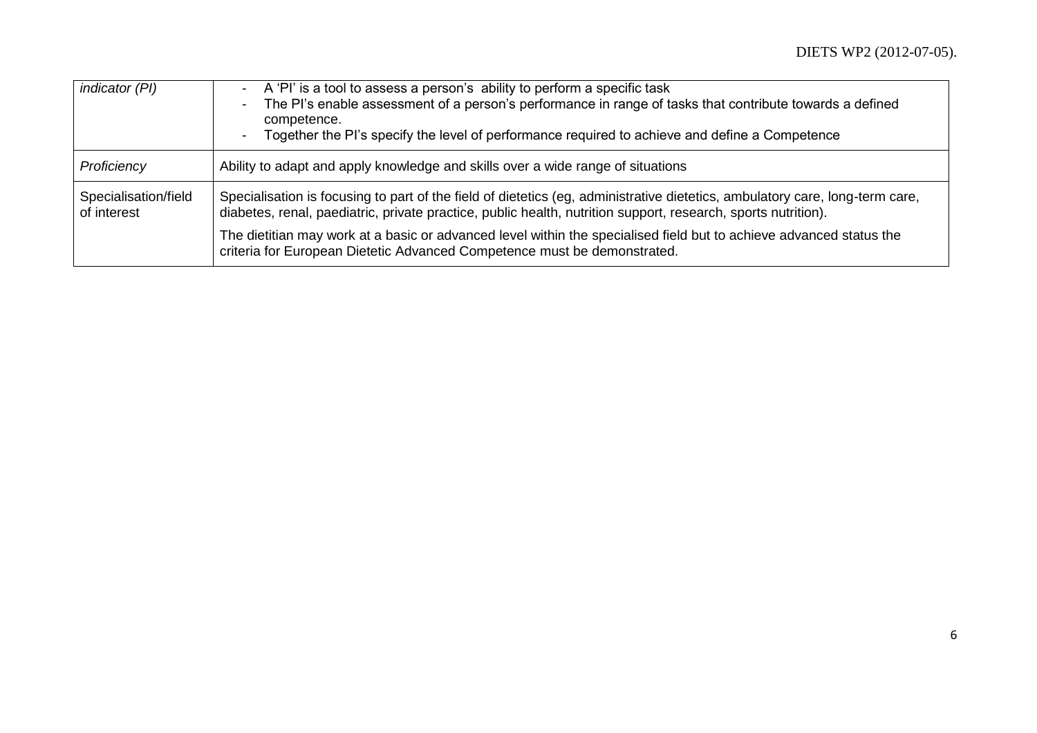| | |
|---|---|
| *indicator (PI)* | - A 'PI' is a tool to assess a person's ability to perform a specific task<br>- The PI's enable assessment of a person's performance in range of tasks that contribute towards a defined competence.<br>- Together the PI's specify the level of performance required to achieve and define a Competence |
| *Proficiency* | Ability to adapt and apply knowledge and skills over a wide range of situations |
| Specialisation/field of interest | Specialisation is focusing to part of the field of dietetics (eg, administrative dietetics, ambulatory care, long-term care, diabetes, renal, paediatric, private practice, public health, nutrition support, research, sports nutrition).<br><br>The dietitian may work at a basic or advanced level within the specialised field but to achieve advanced status the criteria for European Dietetic Advanced Competence must be demonstrated. |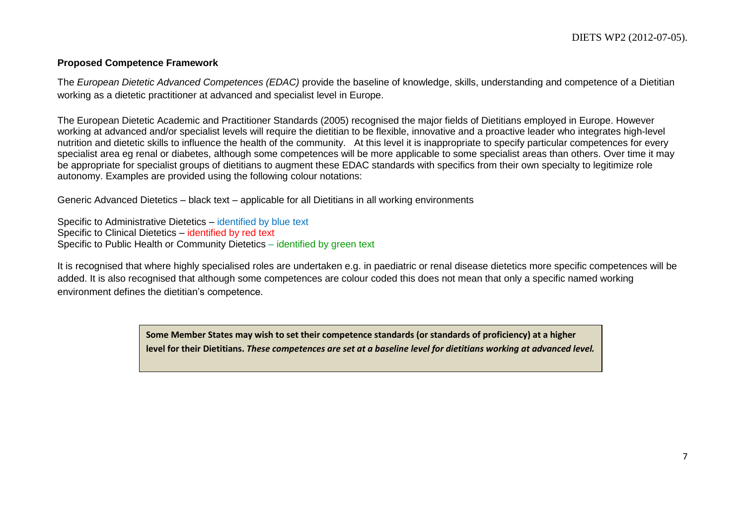**Proposed Competence Framework**

The *European Dietetic Advanced Competences (EDAC)* provide the baseline of knowledge, skills, understanding and competence of a Dietitian working as a dietetic practitioner at advanced and specialist level in Europe.

The European Dietetic Academic and Practitioner Standards (2005) recognised the major fields of Dietitians employed in Europe. However working at advanced and/or specialist levels will require the dietitian to be flexible, innovative and a proactive leader who integrates high-level nutrition and dietetic skills to influence the health of the community. At this level it is inappropriate to specify particular competences for every specialist area eg renal or diabetes, although some competences will be more applicable to some specialist areas than others. Over time it may be appropriate for specialist groups of dietitians to augment these EDAC standards with specifics from their own specialty to legitimize role autonomy. Examples are provided using the following colour notations:

Generic Advanced Dietetics – black text – applicable for all Dietitians in all working environments

Specific to Administrative Dietetics – identified by blue text
Specific to Clinical Dietetics – identified by red text
Specific to Public Health or Community Dietetics – identified by green text

It is recognised that where highly specialised roles are undertaken e.g. in paediatric or renal disease dietetics more specific competences will be added. It is also recognised that although some competences are colour coded this does not mean that only a specific named working environment defines the dietitian's competence.

**Some Member States may wish to set their competence standards (or standards of proficiency) at a higher level for their Dietitians.** ***These competences are set at a baseline level for dietitians working at advanced level.***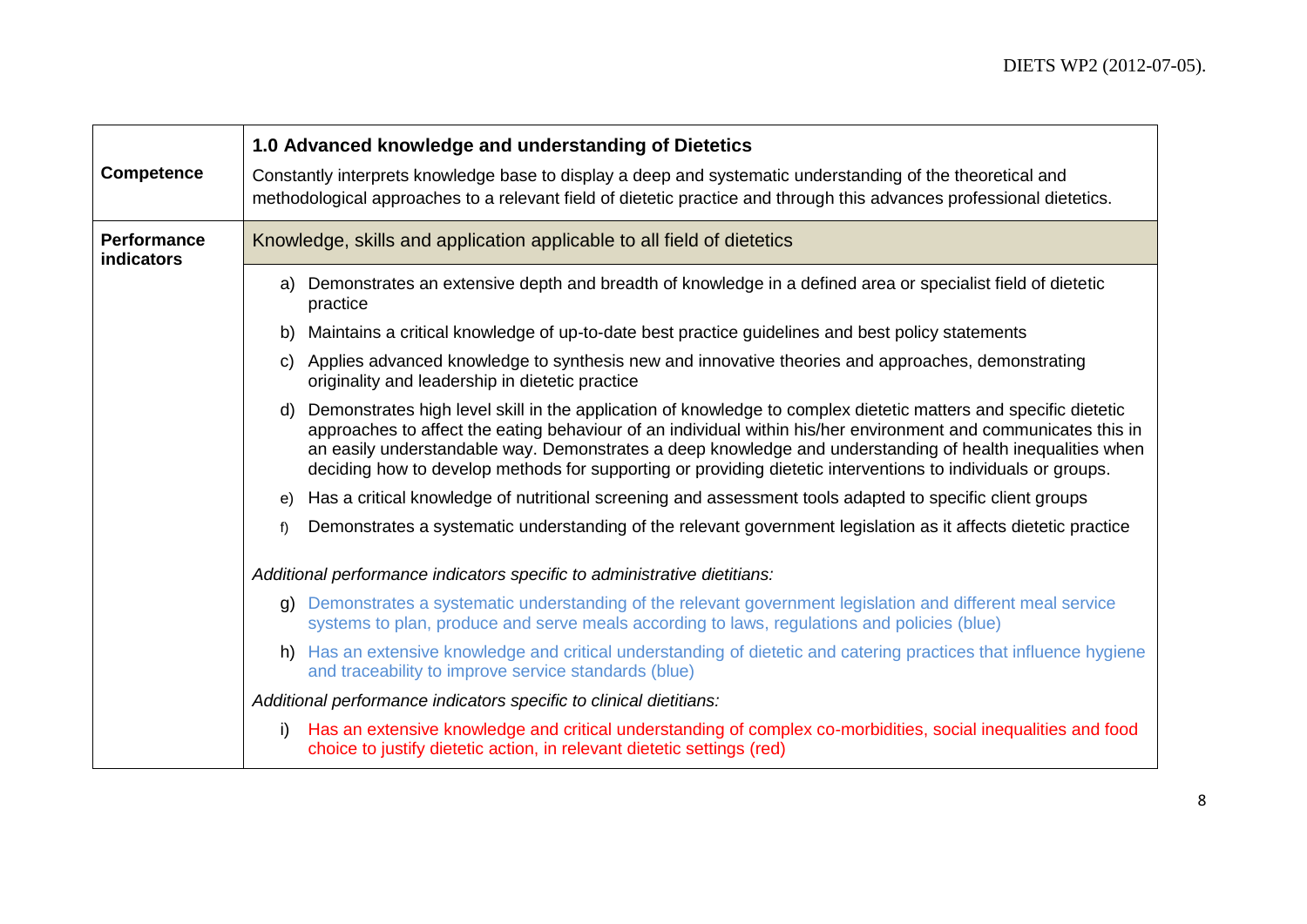| Competence | **1.0 Advanced knowledge and understanding of Dietetics**<br>Constantly interprets knowledge base to display a deep and systematic understanding of the theoretical and methodological approaches to a relevant field of dietetic practice and through this advances professional dietetics. |
|---|---|
| **Performance indicators** | Knowledge, skills and application applicable to all field of dietetics |
| | a) Demonstrates an extensive depth and breadth of knowledge in a defined area or specialist field of dietetic practice<br>b) Maintains a critical knowledge of up-to-date best practice guidelines and best policy statements<br>c) Applies advanced knowledge to synthesis new and innovative theories and approaches, demonstrating originality and leadership in dietetic practice<br>d) Demonstrates high level skill in the application of knowledge to complex dietetic matters and specific dietetic approaches to affect the eating behaviour of an individual within his/her environment and communicates this in an easily understandable way. Demonstrates a deep knowledge and understanding of health inequalities when deciding how to develop methods for supporting or providing dietetic interventions to individuals or groups.<br>e) Has a critical knowledge of nutritional screening and assessment tools adapted to specific client groups<br>f) Demonstrates a systematic understanding of the relevant government legislation as it affects dietetic practice<br><br>*Additional performance indicators specific to administrative dietitians:*<br>g) Demonstrates a systematic understanding of the relevant government legislation and different meal service systems to plan, produce and serve meals according to laws, regulations and policies (blue)<br>h) Has an extensive knowledge and critical understanding of dietetic and catering practices that influence hygiene and traceability to improve service standards (blue)<br><br>*Additional performance indicators specific to clinical dietitians:*<br>i) Has an extensive knowledge and critical understanding of complex co-morbidities, social inequalities and food choice to justify dietetic action, in relevant dietetic settings (red) |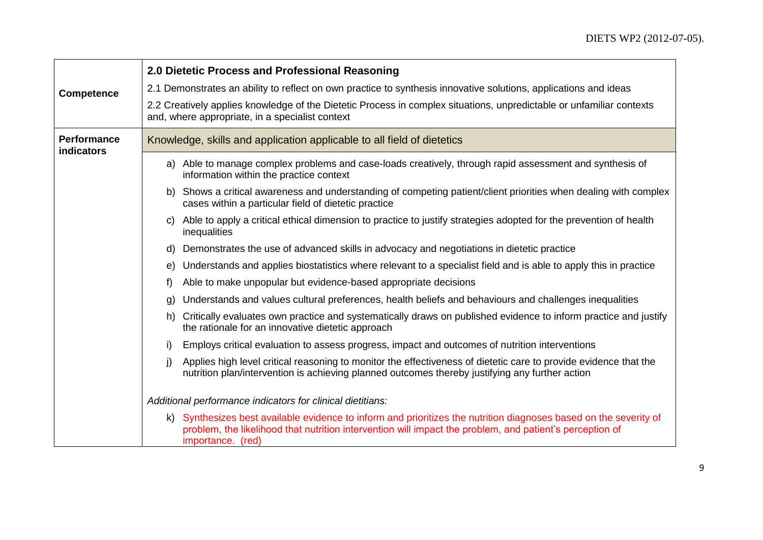| | |
|---|---|
| **Competence** | **2.0 Dietetic Process and Professional Reasoning**<br>2.1 Demonstrates an ability to reflect on own practice to synthesis innovative solutions, applications and ideas<br>2.2 Creatively applies knowledge of the Dietetic Process in complex situations, unpredictable or unfamiliar contexts and, where appropriate, in a specialist context |
| **Performance indicators** | Knowledge, skills and application applicable to all field of dietetics |
| | a) Able to manage complex problems and case-loads creatively, through rapid assessment and synthesis of information within the practice context<br>b) Shows a critical awareness and understanding of competing patient/client priorities when dealing with complex cases within a particular field of dietetic practice<br>c) Able to apply a critical ethical dimension to practice to justify strategies adopted for the prevention of health inequalities<br>d) Demonstrates the use of advanced skills in advocacy and negotiations in dietetic practice<br>e) Understands and applies biostatistics where relevant to a specialist field and is able to apply this in practice<br>f) Able to make unpopular but evidence-based appropriate decisions<br>g) Understands and values cultural preferences, health beliefs and behaviours and challenges inequalities<br>h) Critically evaluates own practice and systematically draws on published evidence to inform practice and justify the rationale for an innovative dietetic approach<br>i) Employs critical evaluation to assess progress, impact and outcomes of nutrition interventions<br>j) Applies high level critical reasoning to monitor the effectiveness of dietetic care to provide evidence that the nutrition plan/intervention is achieving planned outcomes thereby justifying any further action<br><br>*Additional performance indicators for clinical dietitians:*<br>k) Synthesizes best available evidence to inform and prioritizes the nutrition diagnoses based on the severity of problem, the likelihood that nutrition intervention will impact the problem, and patient's perception of importance. (red) |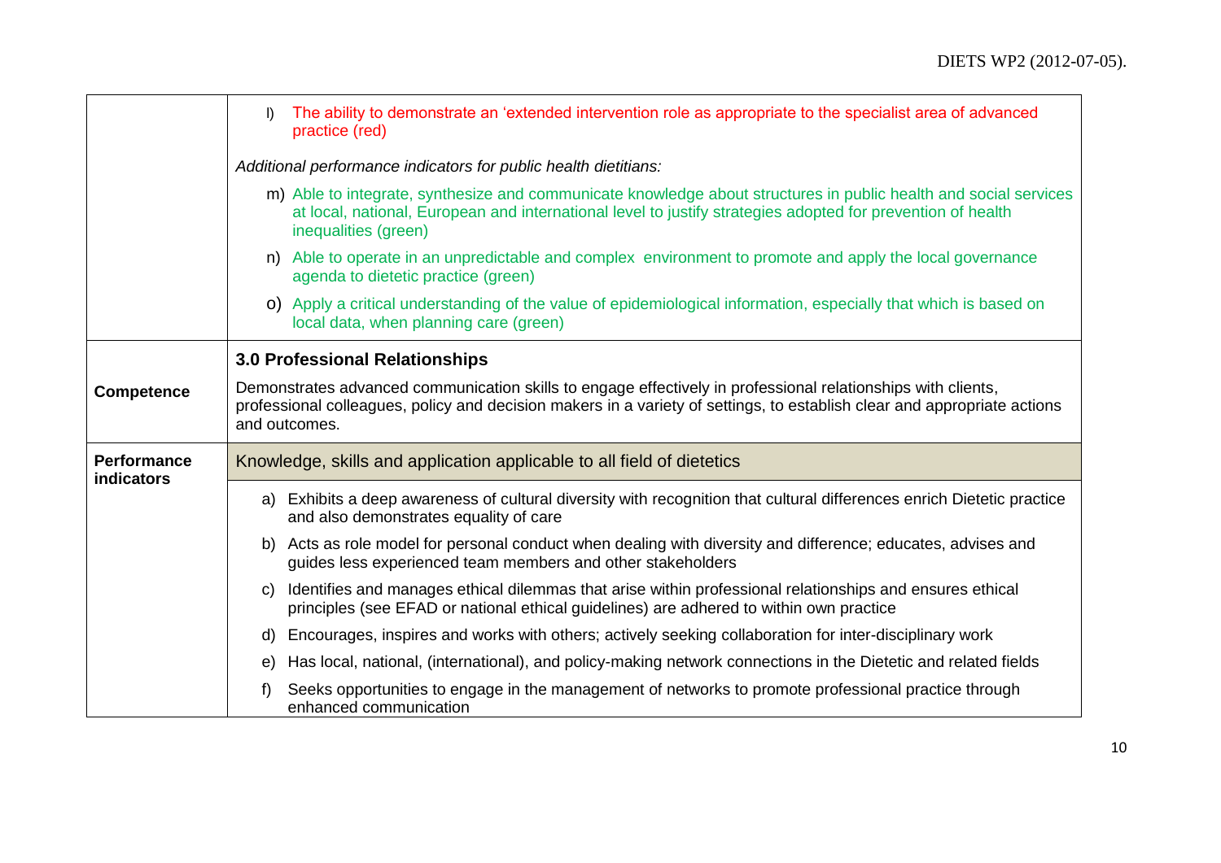| | |
|---|---|
| | l) The ability to demonstrate an 'extended intervention role as appropriate to the specialist area of advanced practice (red) |
| | *Additional performance indicators for public health dietitians:* |
| | m) Able to integrate, synthesize and communicate knowledge about structures in public health and social services at local, national, European and international level to justify strategies adopted for prevention of health inequalities (green) |
| | n) Able to operate in an unpredictable and complex environment to promote and apply the local governance agenda to dietetic practice (green) |
| | o) Apply a critical understanding of the value of epidemiological information, especially that which is based on local data, when planning care (green) |
| | **3.0 Professional Relationships** |
| **Competence** | Demonstrates advanced communication skills to engage effectively in professional relationships with clients, professional colleagues, policy and decision makers in a variety of settings, to establish clear and appropriate actions and outcomes. |
| **Performance indicators** | Knowledge, skills and application applicable to all field of dietetics |
| | a) Exhibits a deep awareness of cultural diversity with recognition that cultural differences enrich Dietetic practice and also demonstrates equality of care |
| | b) Acts as role model for personal conduct when dealing with diversity and difference; educates, advises and guides less experienced team members and other stakeholders |
| | c) Identifies and manages ethical dilemmas that arise within professional relationships and ensures ethical principles (see EFAD or national ethical guidelines) are adhered to within own practice |
| | d) Encourages, inspires and works with others; actively seeking collaboration for inter-disciplinary work |
| | e) Has local, national, (international), and policy-making network connections in the Dietetic and related fields |
| | f) Seeks opportunities to engage in the management of networks to promote professional practice through enhanced communication |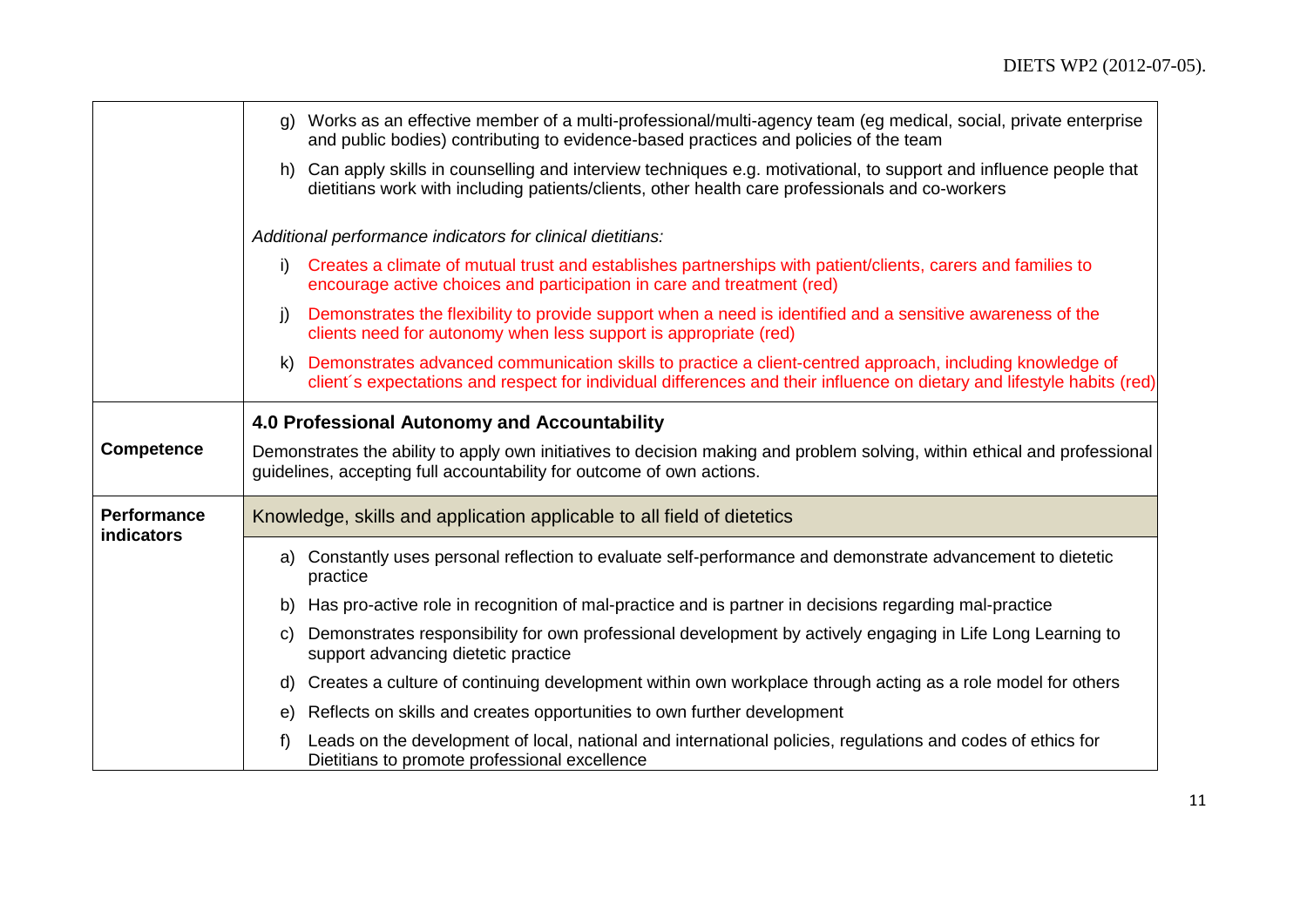| | |
|---|---|
| | g) Works as an effective member of a multi-professional/multi-agency team (eg medical, social, private enterprise and public bodies) contributing to evidence-based practices and policies of the team<br><br>h) Can apply skills in counselling and interview techniques e.g. motivational, to support and influence people that dietitians work with including patients/clients, other health care professionals and co-workers<br><br>*Additional performance indicators for clinical dietitians:*<br><br>i) Creates a climate of mutual trust and establishes partnerships with patient/clients, carers and families to encourage active choices and participation in care and treatment (red)<br><br>j) Demonstrates the flexibility to provide support when a need is identified and a sensitive awareness of the clients need for autonomy when less support is appropriate (red)<br><br>k) Demonstrates advanced communication skills to practice a client-centred approach, including knowledge of client´s expectations and respect for individual differences and their influence on dietary and lifestyle habits (red) |
| **Competence** | **4.0 Professional Autonomy and Accountability**<br><br>Demonstrates the ability to apply own initiatives to decision making and problem solving, within ethical and professional guidelines, accepting full accountability for outcome of own actions. |
| **Performance indicators** | Knowledge, skills and application applicable to all field of dietetics |
| | a) Constantly uses personal reflection to evaluate self-performance and demonstrate advancement to dietetic practice<br><br>b) Has pro-active role in recognition of mal-practice and is partner in decisions regarding mal-practice<br><br>c) Demonstrates responsibility for own professional development by actively engaging in Life Long Learning to support advancing dietetic practice<br><br>d) Creates a culture of continuing development within own workplace through acting as a role model for others<br><br>e) Reflects on skills and creates opportunities to own further development<br><br>f) Leads on the development of local, national and international policies, regulations and codes of ethics for Dietitians to promote professional excellence |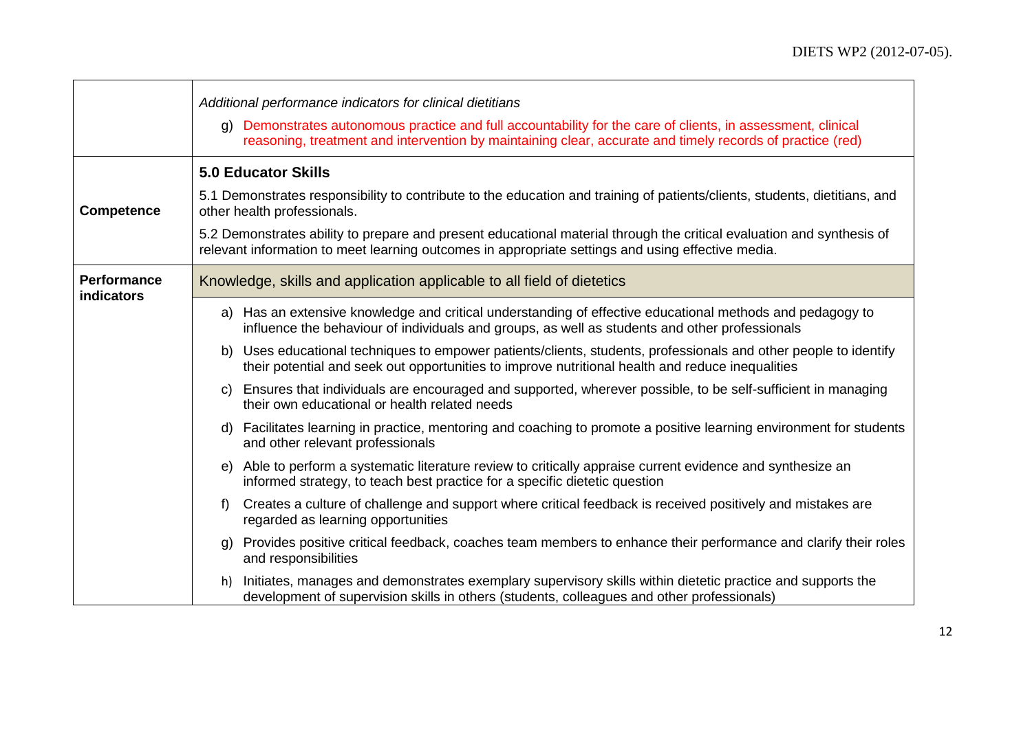| | |
|---|---|
| | *Additional performance indicators for clinical dietitians*<br><br>g) Demonstrates autonomous practice and full accountability for the care of clients, in assessment, clinical reasoning, treatment and intervention by maintaining clear, accurate and timely records of practice (red) |
| **Competence** | **5.0 Educator Skills**<br><br>5.1 Demonstrates responsibility to contribute to the education and training of patients/clients, students, dietitians, and other health professionals.<br><br>5.2 Demonstrates ability to prepare and present educational material through the critical evaluation and synthesis of relevant information to meet learning outcomes in appropriate settings and using effective media. |
| **Performance indicators** | Knowledge, skills and application applicable to all field of dietetics |
| | a) Has an extensive knowledge and critical understanding of effective educational methods and pedagogy to influence the behaviour of individuals and groups, as well as students and other professionals<br><br>b) Uses educational techniques to empower patients/clients, students, professionals and other people to identify their potential and seek out opportunities to improve nutritional health and reduce inequalities<br><br>c) Ensures that individuals are encouraged and supported, wherever possible, to be self-sufficient in managing their own educational or health related needs<br><br>d) Facilitates learning in practice, mentoring and coaching to promote a positive learning environment for students and other relevant professionals<br><br>e) Able to perform a systematic literature review to critically appraise current evidence and synthesize an informed strategy, to teach best practice for a specific dietetic question<br><br>f) Creates a culture of challenge and support where critical feedback is received positively and mistakes are regarded as learning opportunities<br><br>g) Provides positive critical feedback, coaches team members to enhance their performance and clarify their roles and responsibilities<br><br>h) Initiates, manages and demonstrates exemplary supervisory skills within dietetic practice and supports the development of supervision skills in others (students, colleagues and other professionals) |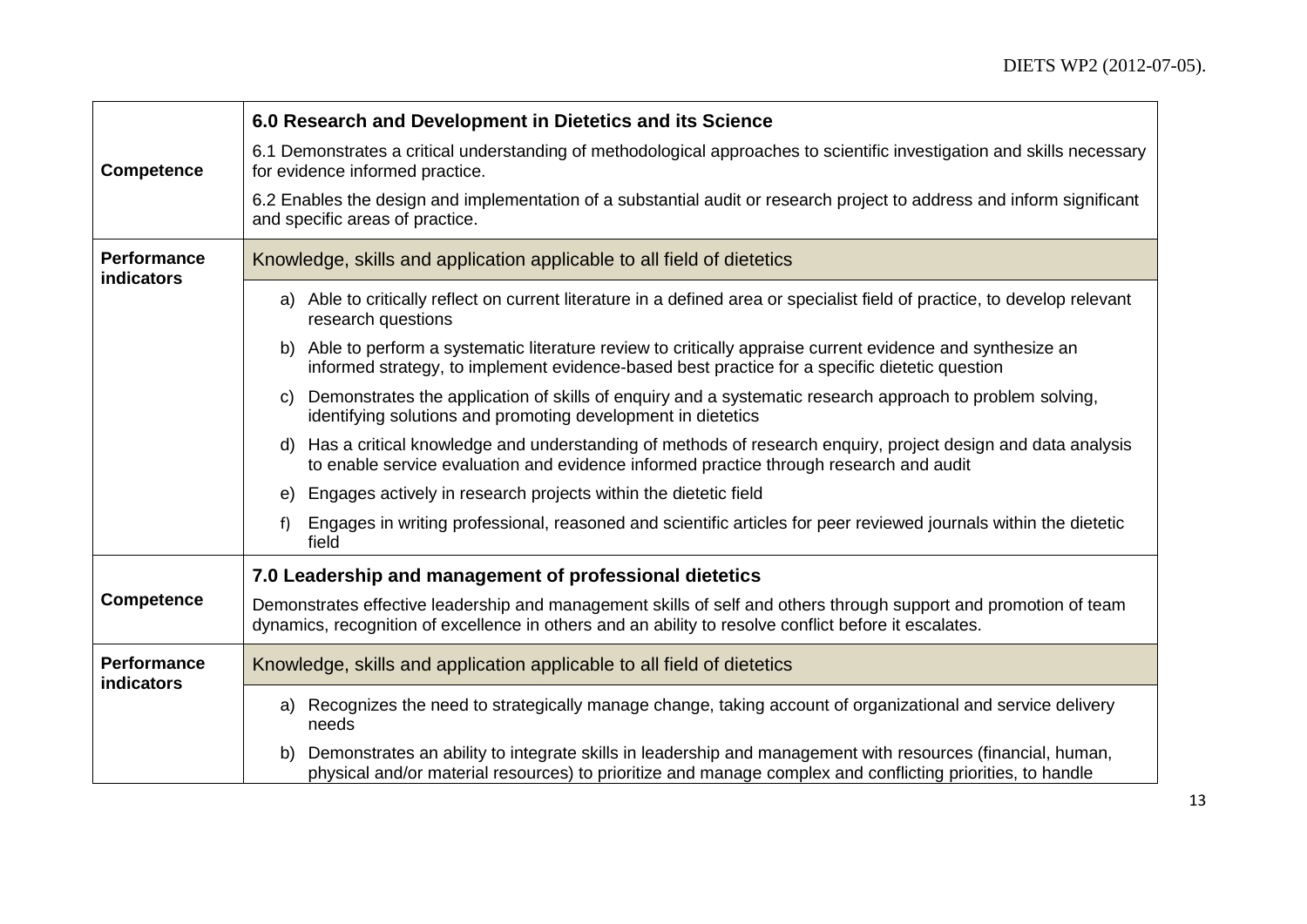| | |
|---|---|
| **Competence** | **6.0 Research and Development in Dietetics and its Science**<br><br>6.1 Demonstrates a critical understanding of methodological approaches to scientific investigation and skills necessary for evidence informed practice.<br><br>6.2 Enables the design and implementation of a substantial audit or research project to address and inform significant and specific areas of practice. |
| **Performance indicators** | Knowledge, skills and application applicable to all field of dietetics |
| | a) Able to critically reflect on current literature in a defined area or specialist field of practice, to develop relevant research questions<br><br>b) Able to perform a systematic literature review to critically appraise current evidence and synthesize an informed strategy, to implement evidence-based best practice for a specific dietetic question<br><br>c) Demonstrates the application of skills of enquiry and a systematic research approach to problem solving, identifying solutions and promoting development in dietetics<br><br>d) Has a critical knowledge and understanding of methods of research enquiry, project design and data analysis to enable service evaluation and evidence informed practice through research and audit<br><br>e) Engages actively in research projects within the dietetic field<br><br>f) Engages in writing professional, reasoned and scientific articles for peer reviewed journals within the dietetic field |
| **Competence** | **7.0 Leadership and management of professional dietetics**<br><br>Demonstrates effective leadership and management skills of self and others through support and promotion of team dynamics, recognition of excellence in others and an ability to resolve conflict before it escalates. |
| **Performance indicators** | Knowledge, skills and application applicable to all field of dietetics |
| | a) Recognizes the need to strategically manage change, taking account of organizational and service delivery needs<br><br>b) Demonstrates an ability to integrate skills in leadership and management with resources (financial, human, physical and/or material resources) to prioritize and manage complex and conflicting priorities, to handle |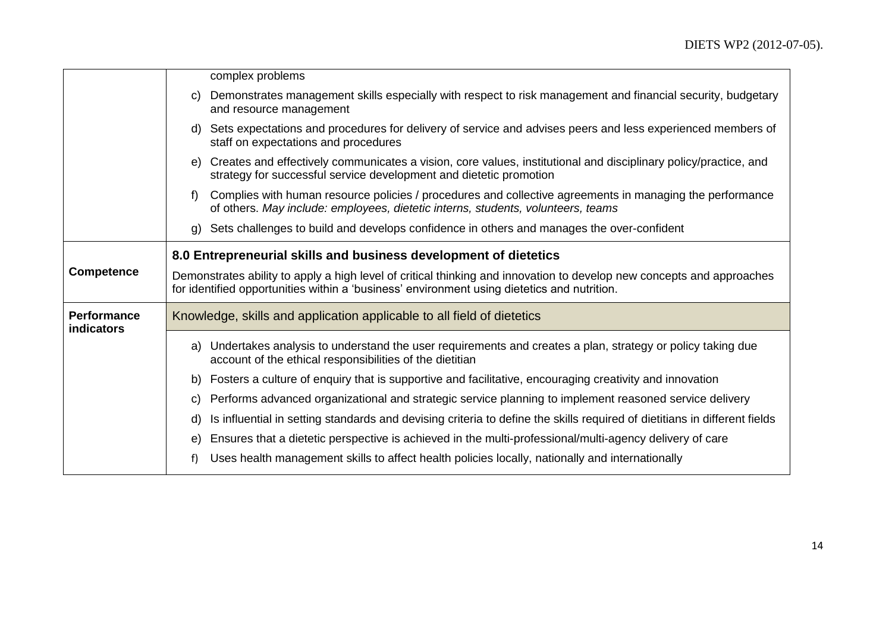|  |  |
|---|---|
|  | complex problems |
|  | c) Demonstrates management skills especially with respect to risk management and financial security, budgetary and resource management |
|  | d) Sets expectations and procedures for delivery of service and advises peers and less experienced members of staff on expectations and procedures |
|  | e) Creates and effectively communicates a vision, core values, institutional and disciplinary policy/practice, and strategy for successful service development and dietetic promotion |
|  | f) Complies with human resource policies / procedures and collective agreements in managing the performance of others. *May include: employees, dietetic interns, students, volunteers, teams* |
|  | g) Sets challenges to build and develops confidence in others and manages the over-confident |
| **Competence** | **8.0 Entrepreneurial skills and business development of dietetics**<br>Demonstrates ability to apply a high level of critical thinking and innovation to develop new concepts and approaches for identified opportunities within a 'business' environment using dietetics and nutrition. |
| **Performance indicators** | Knowledge, skills and application applicable to all field of dietetics |
|  | a) Undertakes analysis to understand the user requirements and creates a plan, strategy or policy taking due account of the ethical responsibilities of the dietitian |
|  | b) Fosters a culture of enquiry that is supportive and facilitative, encouraging creativity and innovation |
|  | c) Performs advanced organizational and strategic service planning to implement reasoned service delivery |
|  | d) Is influential in setting standards and devising criteria to define the skills required of dietitians in different fields |
|  | e) Ensures that a dietetic perspective is achieved in the multi-professional/multi-agency delivery of care |
|  | f) Uses health management skills to affect health policies locally, nationally and internationally |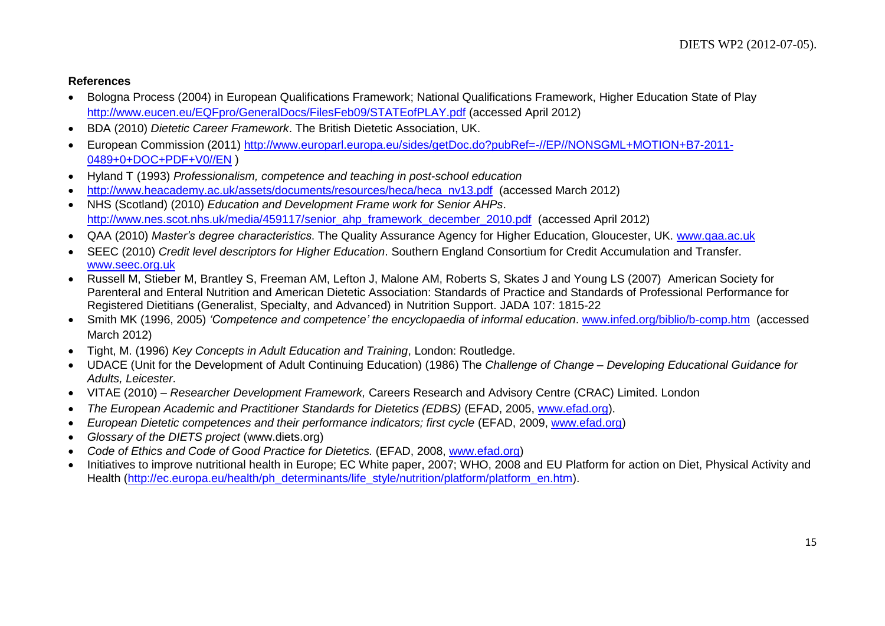**References**

- Bologna Process (2004) in European Qualifications Framework; National Qualifications Framework, Higher Education State of Play http://www.eucen.eu/EQFpro/GeneralDocs/FilesFeb09/STATEofPLAY.pdf (accessed April 2012)
- BDA (2010) *Dietetic Career Framework*. The British Dietetic Association, UK.
- European Commission (2011) http://www.europarl.europa.eu/sides/getDoc.do?pubRef=-//EP//NONSGML+MOTION+B7-2011-0489+0+DOC+PDF+V0//EN )
- Hyland T (1993) *Professionalism, competence and teaching in post-school education*
- http://www.heacademy.ac.uk/assets/documents/resources/heca/heca_nv13.pdf (accessed March 2012)
- NHS (Scotland) (2010) *Education and Development Frame work for Senior AHPs*. http://www.nes.scot.nhs.uk/media/459117/senior_ahp_framework_december_2010.pdf (accessed April 2012)
- QAA (2010) *Master's degree characteristics*. The Quality Assurance Agency for Higher Education, Gloucester, UK. www.qaa.ac.uk
- SEEC (2010) *Credit level descriptors for Higher Education*. Southern England Consortium for Credit Accumulation and Transfer. www.seec.org.uk
- Russell M, Stieber M, Brantley S, Freeman AM, Lefton J, Malone AM, Roberts S, Skates J and Young LS (2007) American Society for Parenteral and Enteral Nutrition and American Dietetic Association: Standards of Practice and Standards of Professional Performance for Registered Dietitians (Generalist, Specialty, and Advanced) in Nutrition Support. JADA 107: 1815-22
- Smith MK (1996, 2005) *'Competence and competence' the encyclopaedia of informal education*. www.infed.org/biblio/b-comp.htm (accessed March 2012)
- Tight, M. (1996) *Key Concepts in Adult Education and Training*, London: Routledge.
- UDACE (Unit for the Development of Adult Continuing Education) (1986) The *Challenge of Change – Developing Educational Guidance for Adults, Leicester*.
- VITAE (2010) – *Researcher Development Framework,* Careers Research and Advisory Centre (CRAC) Limited. London
- *The European Academic and Practitioner Standards for Dietetics (EDBS)* (EFAD, 2005, www.efad.org).
- *European Dietetic competences and their performance indicators; first cycle* (EFAD, 2009, www.efad.org)
- *Glossary of the DIETS project* (www.diets.org)
- *Code of Ethics and Code of Good Practice for Dietetics.* (EFAD, 2008, www.efad.org)
- Initiatives to improve nutritional health in Europe; EC White paper, 2007; WHO, 2008 and EU Platform for action on Diet, Physical Activity and Health (http://ec.europa.eu/health/ph_determinants/life_style/nutrition/platform/platform_en.htm).